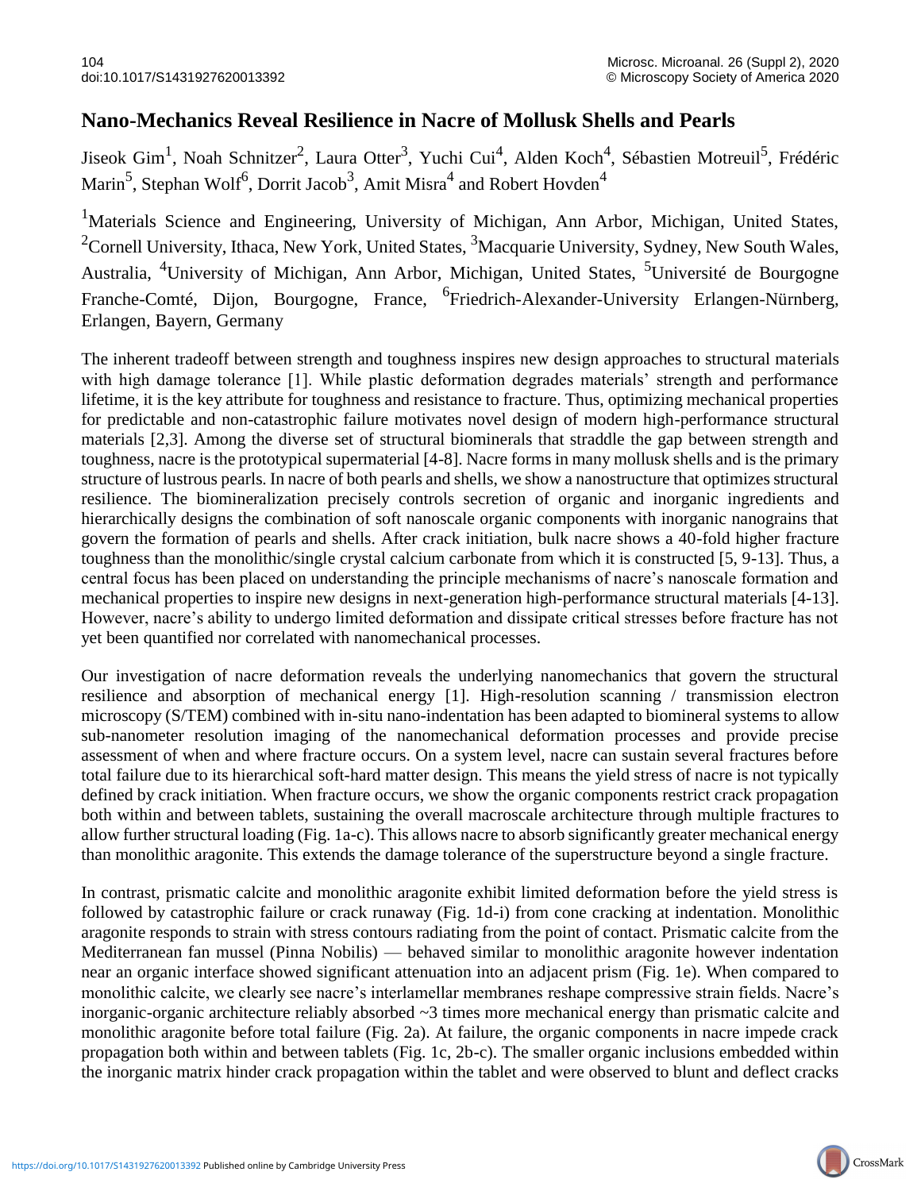# Nano-Mechanics Reveal Resilience in Nacre of Mollusk Shells and Pearls

Jiseok Gim[1], Noah Schnitzer[2], Laura Otter[3], Yuchi Cui[4], Alden Koch[4], Sébastien Motreuil[5], Frédéric Marin[5], Stephan Wolf[6], Dorrit Jacob[3], Amit Misra[4] and Robert Hovden[4]

[1]Materials Science and Engineering, University of Michigan, Ann Arbor, Michigan, United States, [2]Cornell University, Ithaca, New York, United States, [3]Macquarie University, Sydney, New South Wales, Australia, [4]University of Michigan, Ann Arbor, Michigan, United States, [5]Université de Bourgogne Franche-Comté, Dijon, Bourgogne, France, [6]Friedrich-Alexander-University Erlangen-Nürnberg, Erlangen, Bayern, Germany

The inherent tradeoff between strength and toughness inspires new design approaches to structural materials with high damage tolerance [1]. While plastic deformation degrades materials' strength and performance lifetime, it is the key attribute for toughness and resistance to fracture. Thus, optimizing mechanical properties for predictable and non-catastrophic failure motivates novel design of modern high-performance structural materials [2,3]. Among the diverse set of structural biominerals that straddle the gap between strength and toughness, nacre is the prototypical supermaterial [4-8]. Nacre forms in many mollusk shells and is the primary structure of lustrous pearls. In nacre of both pearls and shells, we show a nanostructure that optimizes structural resilience. The biomineralization precisely controls secretion of organic and inorganic ingredients and hierarchically designs the combination of soft nanoscale organic components with inorganic nanograins that govern the formation of pearls and shells. After crack initiation, bulk nacre shows a 40-fold higher fracture toughness than the monolithic/single crystal calcium carbonate from which it is constructed [5, 9-13]. Thus, a central focus has been placed on understanding the principle mechanisms of nacre's nanoscale formation and mechanical properties to inspire new designs in next-generation high-performance structural materials [4-13]. However, nacre's ability to undergo limited deformation and dissipate critical stresses before fracture has not yet been quantified nor correlated with nanomechanical processes.

Our investigation of nacre deformation reveals the underlying nanomechanics that govern the structural resilience and absorption of mechanical energy [1]. High-resolution scanning / transmission electron microscopy (S/TEM) combined with in-situ nano-indentation has been adapted to biomineral systems to allow sub-nanometer resolution imaging of the nanomechanical deformation processes and provide precise assessment of when and where fracture occurs. On a system level, nacre can sustain several fractures before total failure due to its hierarchical soft-hard matter design. This means the yield stress of nacre is not typically defined by crack initiation. When fracture occurs, we show the organic components restrict crack propagation both within and between tablets, sustaining the overall macroscale architecture through multiple fractures to allow further structural loading (Fig. 1a-c). This allows nacre to absorb significantly greater mechanical energy than monolithic aragonite. This extends the damage tolerance of the superstructure beyond a single fracture.

In contrast, prismatic calcite and monolithic aragonite exhibit limited deformation before the yield stress is followed by catastrophic failure or crack runaway (Fig. 1d-i) from cone cracking at indentation. Monolithic aragonite responds to strain with stress contours radiating from the point of contact. Prismatic calcite from the Mediterranean fan mussel (Pinna Nobilis) — behaved similar to monolithic aragonite however indentation near an organic interface showed significant attenuation into an adjacent prism (Fig. 1e). When compared to monolithic calcite, we clearly see nacre's interlamellar membranes reshape compressive strain fields. Nacre's inorganic-organic architecture reliably absorbed ~3 times more mechanical energy than prismatic calcite and monolithic aragonite before total failure (Fig. 2a). At failure, the organic components in nacre impede crack propagation both within and between tablets (Fig. 1c, 2b-c). The smaller organic inclusions embedded within the inorganic matrix hinder crack propagation within the tablet and were observed to blunt and deflect cracks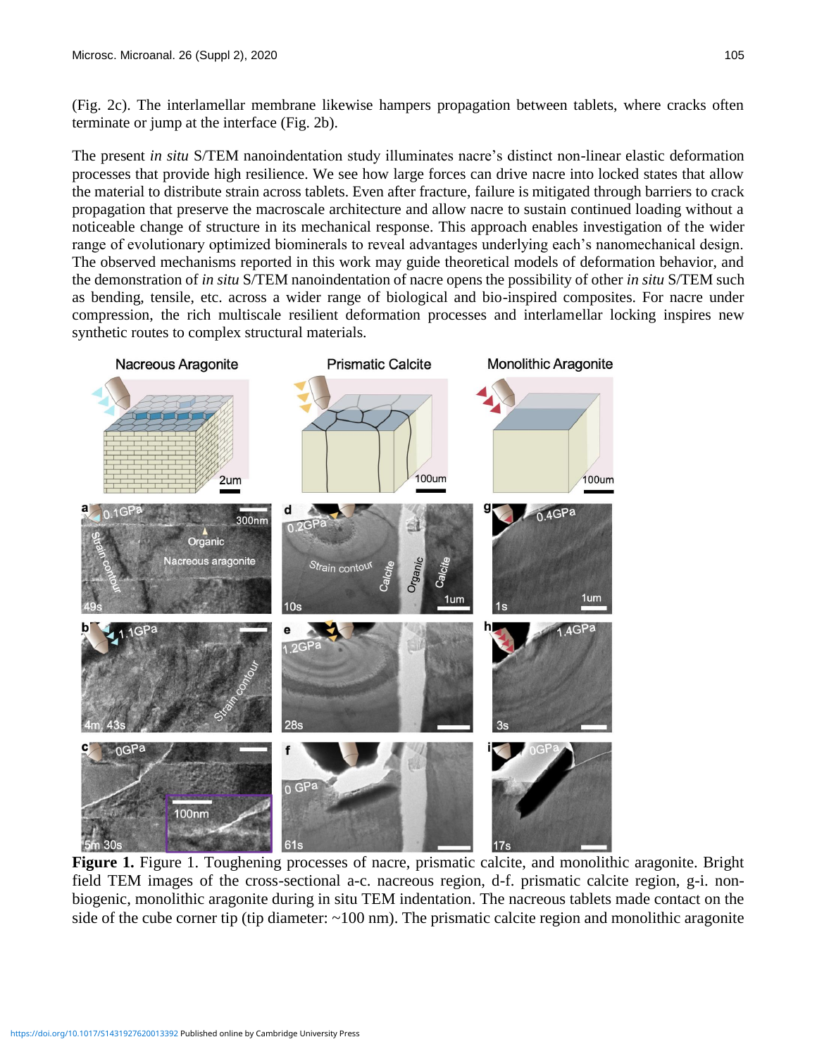(Fig. 2c). The interlamellar membrane likewise hampers propagation between tablets, where cracks often terminate or jump at the interface (Fig. 2b).

The present *in situ* S/TEM nanoindentation study illuminates nacre's distinct non-linear elastic deformation processes that provide high resilience. We see how large forces can drive nacre into locked states that allow the material to distribute strain across tablets. Even after fracture, failure is mitigated through barriers to crack propagation that preserve the macroscale architecture and allow nacre to sustain continued loading without a noticeable change of structure in its mechanical response. This approach enables investigation of the wider range of evolutionary optimized biominerals to reveal advantages underlying each's nanomechanical design. The observed mechanisms reported in this work may guide theoretical models of deformation behavior, and the demonstration of *in situ* S/TEM nanoindentation of nacre opens the possibility of other *in situ* S/TEM such as bending, tensile, etc. across a wider range of biological and bio-inspired composites. For nacre under compression, the rich multiscale resilient deformation processes and interlamellar locking inspires new synthetic routes to complex structural materials.

**Figure 1.** Figure 1. Toughening processes of nacre, prismatic calcite, and monolithic aragonite. Bright field TEM images of the cross-sectional a-c. nacreous region, d-f. prismatic calcite region, g-i. non-biogenic, monolithic aragonite during in situ TEM indentation. The nacreous tablets made contact on the side of the cube corner tip (tip diameter: ~100 nm). The prismatic calcite region and monolithic aragonite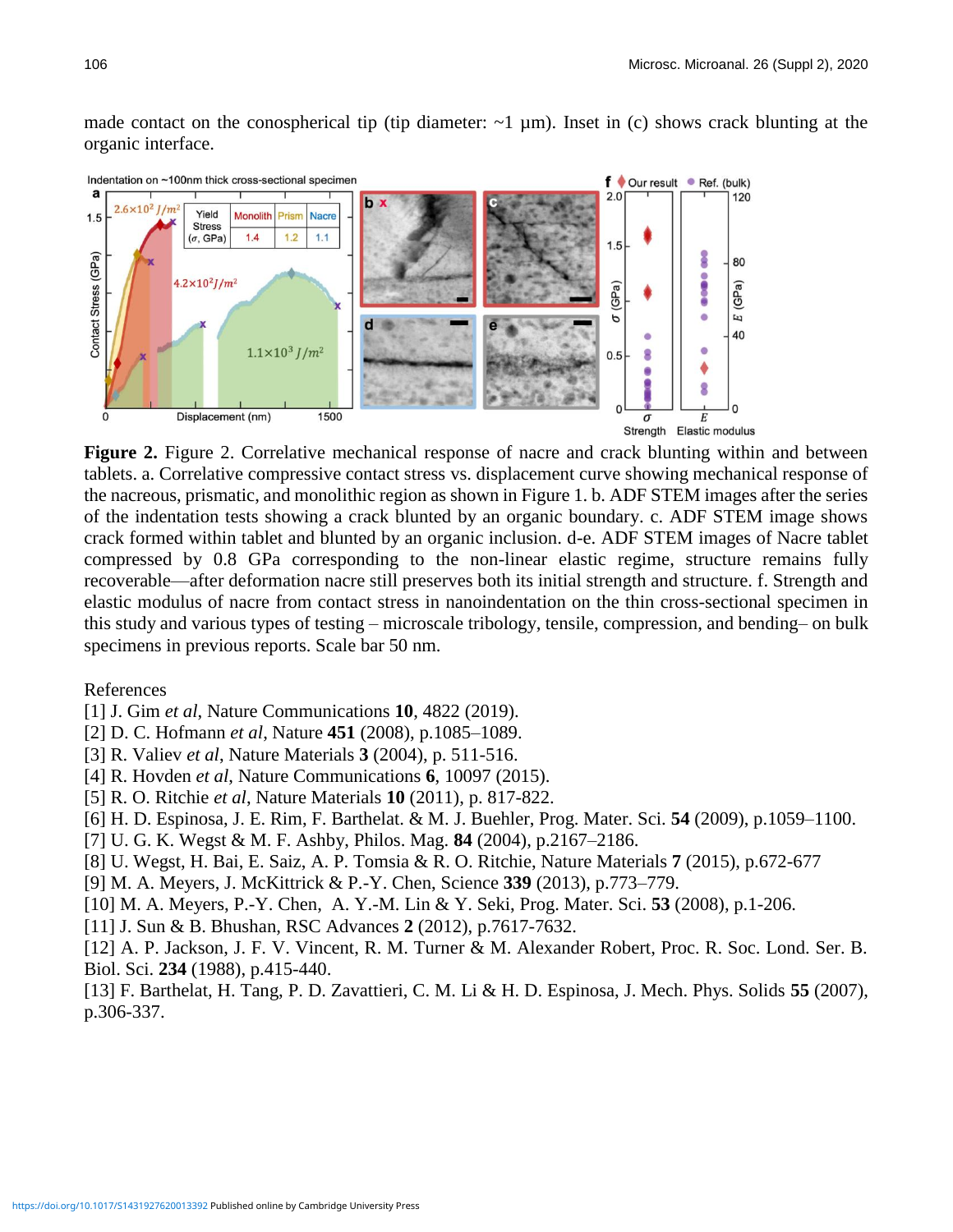made contact on the conospherical tip (tip diameter: ~1 μm). Inset in (c) shows crack blunting at the organic interface.

Indentation on ~100nm thick cross-sectional specimen

a

$2.6\times10^2\ J/m^2$

$4.2\times10^2 J/m^2$

$1.1\times10^3\ J/m^2$

| Yield Stress ($\sigma$, GPa) | Monolith | Prism | Nacre |
|---|---|---|---|
| | 1.4 | 1.2 | 1.1 |

Contact Stress (GPa)

1.5

0

Displacement (nm)

1500

b

c

d

e

f

Our result

Ref. (bulk)

$\sigma$ (GPa)

$E$ (GPa)

2.0

1.5

0.5

0

120

80

40

0

$\sigma$

Strength

$E$

Elastic modulus

**Figure 2.** Figure 2. Correlative mechanical response of nacre and crack blunting within and between tablets. a. Correlative compressive contact stress vs. displacement curve showing mechanical response of the nacreous, prismatic, and monolithic region as shown in Figure 1. b. ADF STEM images after the series of the indentation tests showing a crack blunted by an organic boundary. c. ADF STEM image shows crack formed within tablet and blunted by an organic inclusion. d-e. ADF STEM images of Nacre tablet compressed by 0.8 GPa corresponding to the non-linear elastic regime, structure remains fully recoverable—after deformation nacre still preserves both its initial strength and structure. f. Strength and elastic modulus of nacre from contact stress in nanoindentation on the thin cross-sectional specimen in this study and various types of testing – microscale tribology, tensile, compression, and bending– on bulk specimens in previous reports. Scale bar 50 nm.

References

[1] J. Gim *et al*, Nature Communications **10**, 4822 (2019).

[2] D. C. Hofmann *et al*, Nature **451** (2008), p.1085–1089.

[3] R. Valiev *et al*, Nature Materials **3** (2004), p. 511-516.

[4] R. Hovden *et al*, Nature Communications **6**, 10097 (2015).

[5] R. O. Ritchie *et al*, Nature Materials **10** (2011), p. 817-822.

[6] H. D. Espinosa, J. E. Rim, F. Barthelat. & M. J. Buehler, Prog. Mater. Sci. **54** (2009), p.1059–1100.

[7] U. G. K. Wegst & M. F. Ashby, Philos. Mag. **84** (2004), p.2167–2186.

[8] U. Wegst, H. Bai, E. Saiz, A. P. Tomsia & R. O. Ritchie, Nature Materials **7** (2015), p.672-677

[9] M. A. Meyers, J. McKittrick & P.-Y. Chen, Science **339** (2013), p.773–779.

[10] M. A. Meyers, P.-Y. Chen, A. Y.-M. Lin & Y. Seki, Prog. Mater. Sci. **53** (2008), p.1-206.

[11] J. Sun & B. Bhushan, RSC Advances **2** (2012), p.7617-7632.

[12] A. P. Jackson, J. F. V. Vincent, R. M. Turner & M. Alexander Robert, Proc. R. Soc. Lond. Ser. B. Biol. Sci. **234** (1988), p.415-440.

[13] F. Barthelat, H. Tang, P. D. Zavattieri, C. M. Li & H. D. Espinosa, J. Mech. Phys. Solids **55** (2007), p.306-337.